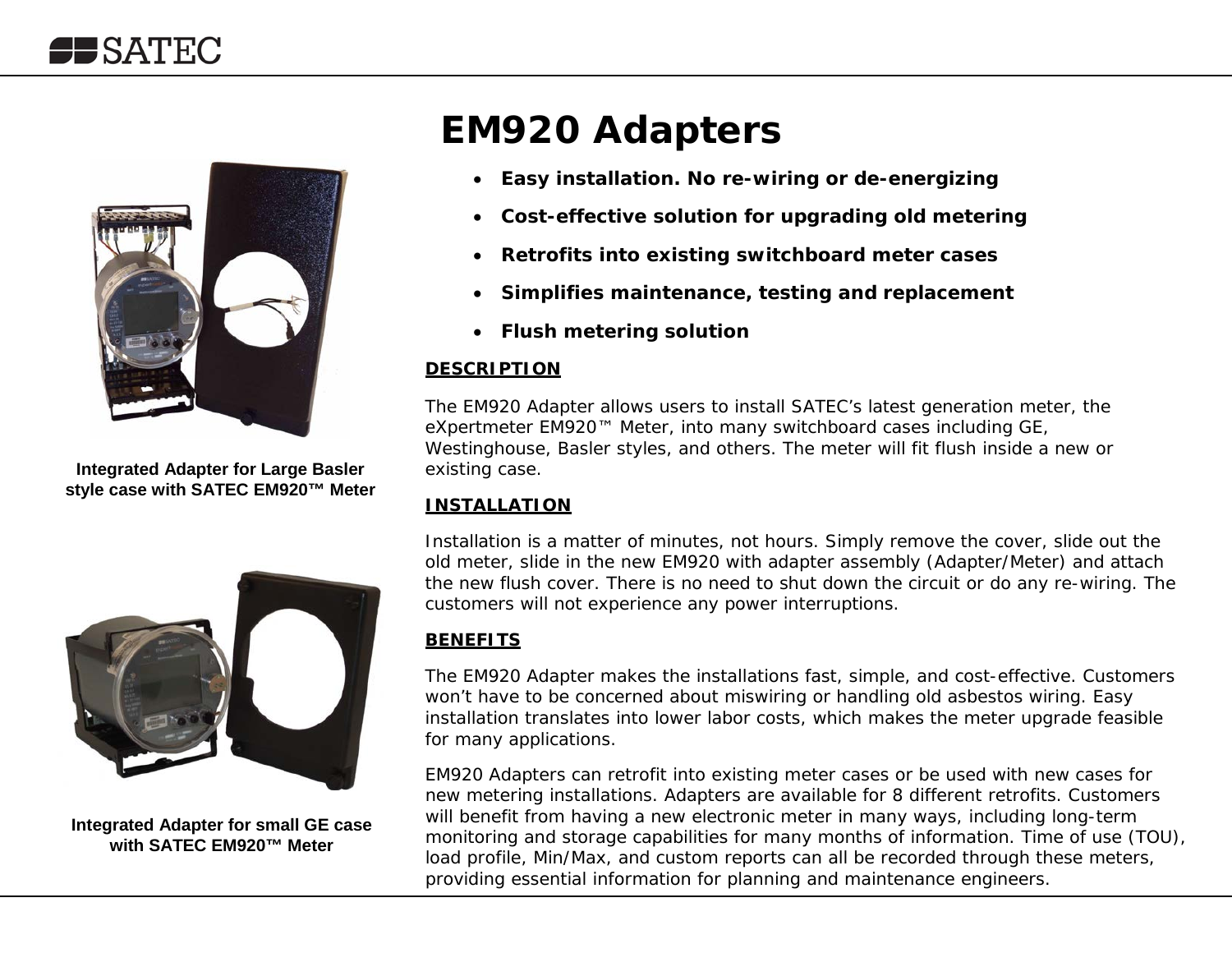# EM920 Adapters

- **Easy installation. No re-wiring or de-energizing**
- **Cost-effective solution for upgrading old metering**
- **Retrofits into existing switchboard meter cases**
- **Simplifies maintenance, testing and replacement**
- **Flush metering solution**

**Integrated Adapter for Large Basler style case with SATEC EM920™ Meter**

**Integrated Adapter for small GE case with SATEC EM920™ Meter**

## DESCRIPTION

The EM920 Adapter allows users to install SATEC's latest generation meter, the eXpertmeter EM920™ Meter, into many switchboard cases including GE, Westinghouse, Basler styles, and others. The meter will fit flush inside a new or existing case.

## INSTALLATION

Installation is a matter of minutes, not hours. Simply remove the cover, slide out the old meter, slide in the new EM920 with adapter assembly (Adapter/Meter) and attach the new flush cover. There is no need to shut down the circuit or do any re-wiring. The customers will not experience any power interruptions.

## BENEFITS

The EM920 Adapter makes the installations fast, simple, and cost-effective. Customers won't have to be concerned about miswiring or handling old asbestos wiring. Easy installation translates into lower labor costs, which makes the meter upgrade feasible for many applications.

EM920 Adapters can retrofit into existing meter cases or be used with new cases for new metering installations. Adapters are available for 8 different retrofits. Customers will benefit from having a new electronic meter in many ways, including long-term monitoring and storage capabilities for many months of information. Time of use (TOU), load profile, Min/Max, and custom reports can all be recorded through these meters, providing essential information for planning and maintenance engineers.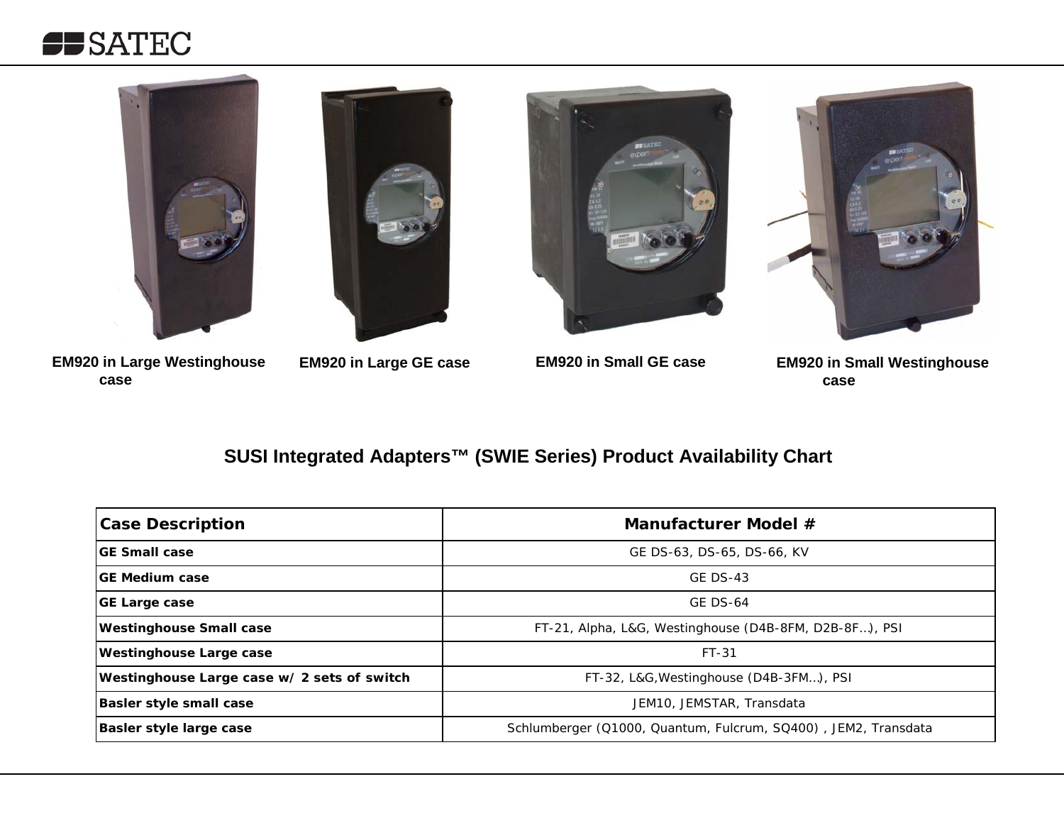EM920 in Large Westinghouse case

EM920 in Large GE case

EM920 in Small GE case

EM920 in Small Westinghouse case

## SUSI Integrated Adapters™ (SWIE Series) Product Availability Chart

| Case Description | Manufacturer Model # |
|---|---|
| **GE Small case** | GE DS-63, DS-65, DS-66, KV |
| **GE Medium case** | GE DS-43 |
| **GE Large case** | GE DS-64 |
| **Westinghouse Small case** | FT-21, Alpha, L&G, Westinghouse (D4B-8FM, D2B-8F…), PSI |
| **Westinghouse Large case** | FT-31 |
| **Westinghouse Large case w/ 2 sets of switch** | FT-32, L&G,Westinghouse (D4B-3FM…), PSI |
| **Basler style small case** | JEM10, JEMSTAR, Transdata |
| **Basler style large case** | Schlumberger (Q1000, Quantum, Fulcrum, SQ400) , JEM2, Transdata |